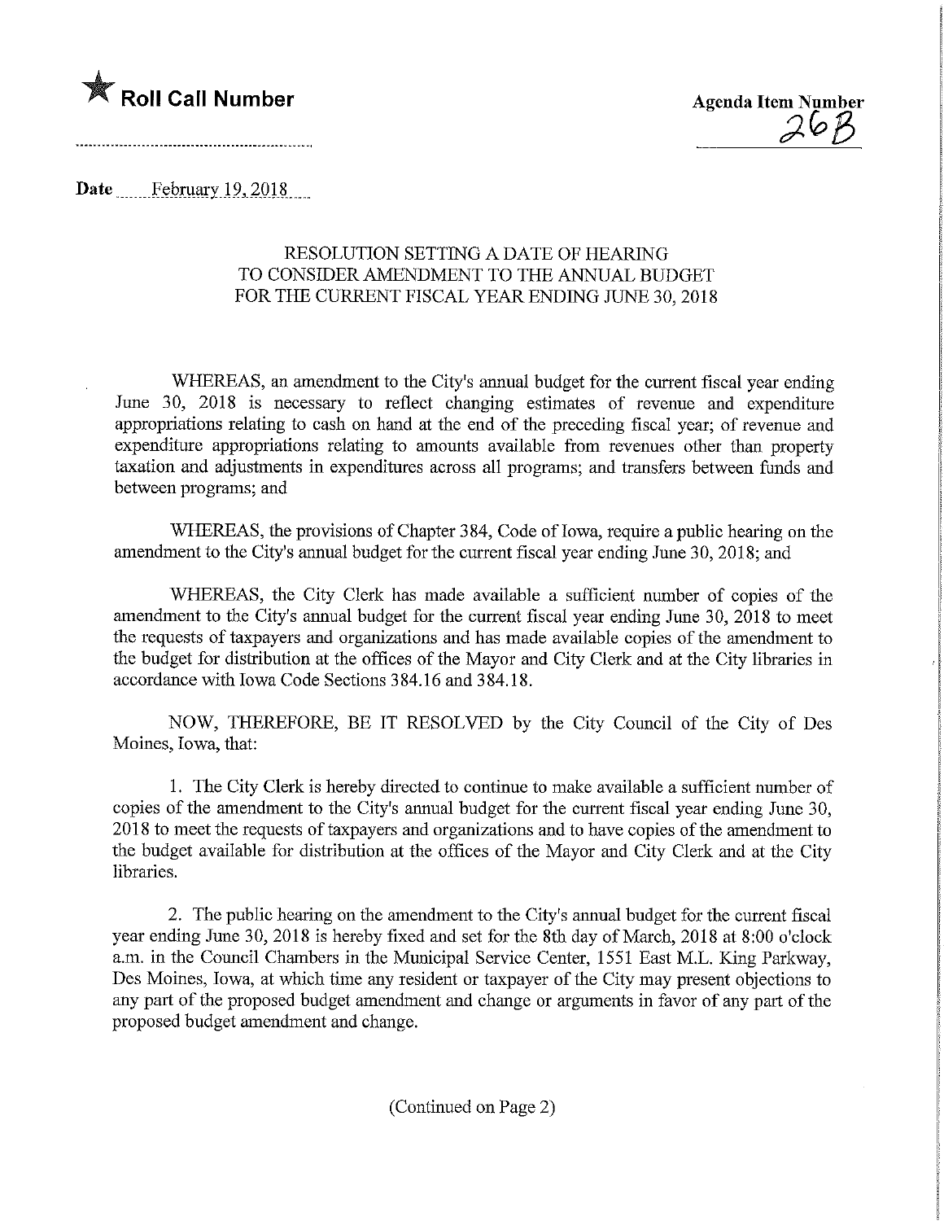★ **Roll Call Number**

**Agenda Item Number** 26B

**Date** February 19, 2018

RESOLUTION SETTING A DATE OF HEARING
TO CONSIDER AMENDMENT TO THE ANNUAL BUDGET
FOR THE CURRENT FISCAL YEAR ENDING JUNE 30, 2018

WHEREAS, an amendment to the City's annual budget for the current fiscal year ending June 30, 2018 is necessary to reflect changing estimates of revenue and expenditure appropriations relating to cash on hand at the end of the preceding fiscal year; of revenue and expenditure appropriations relating to amounts available from revenues other than property taxation and adjustments in expenditures across all programs; and transfers between funds and between programs; and

WHEREAS, the provisions of Chapter 384, Code of Iowa, require a public hearing on the amendment to the City's annual budget for the current fiscal year ending June 30, 2018; and

WHEREAS, the City Clerk has made available a sufficient number of copies of the amendment to the City's annual budget for the current fiscal year ending June 30, 2018 to meet the requests of taxpayers and organizations and has made available copies of the amendment to the budget for distribution at the offices of the Mayor and City Clerk and at the City libraries in accordance with Iowa Code Sections 384.16 and 384.18.

NOW, THEREFORE, BE IT RESOLVED by the City Council of the City of Des Moines, Iowa, that:

1. The City Clerk is hereby directed to continue to make available a sufficient number of copies of the amendment to the City's annual budget for the current fiscal year ending June 30, 2018 to meet the requests of taxpayers and organizations and to have copies of the amendment to the budget available for distribution at the offices of the Mayor and City Clerk and at the City libraries.

2. The public hearing on the amendment to the City's annual budget for the current fiscal year ending June 30, 2018 is hereby fixed and set for the 8th day of March, 2018 at 8:00 o'clock a.m. in the Council Chambers in the Municipal Service Center, 1551 East M.L. King Parkway, Des Moines, Iowa, at which time any resident or taxpayer of the City may present objections to any part of the proposed budget amendment and change or arguments in favor of any part of the proposed budget amendment and change.

(Continued on Page 2)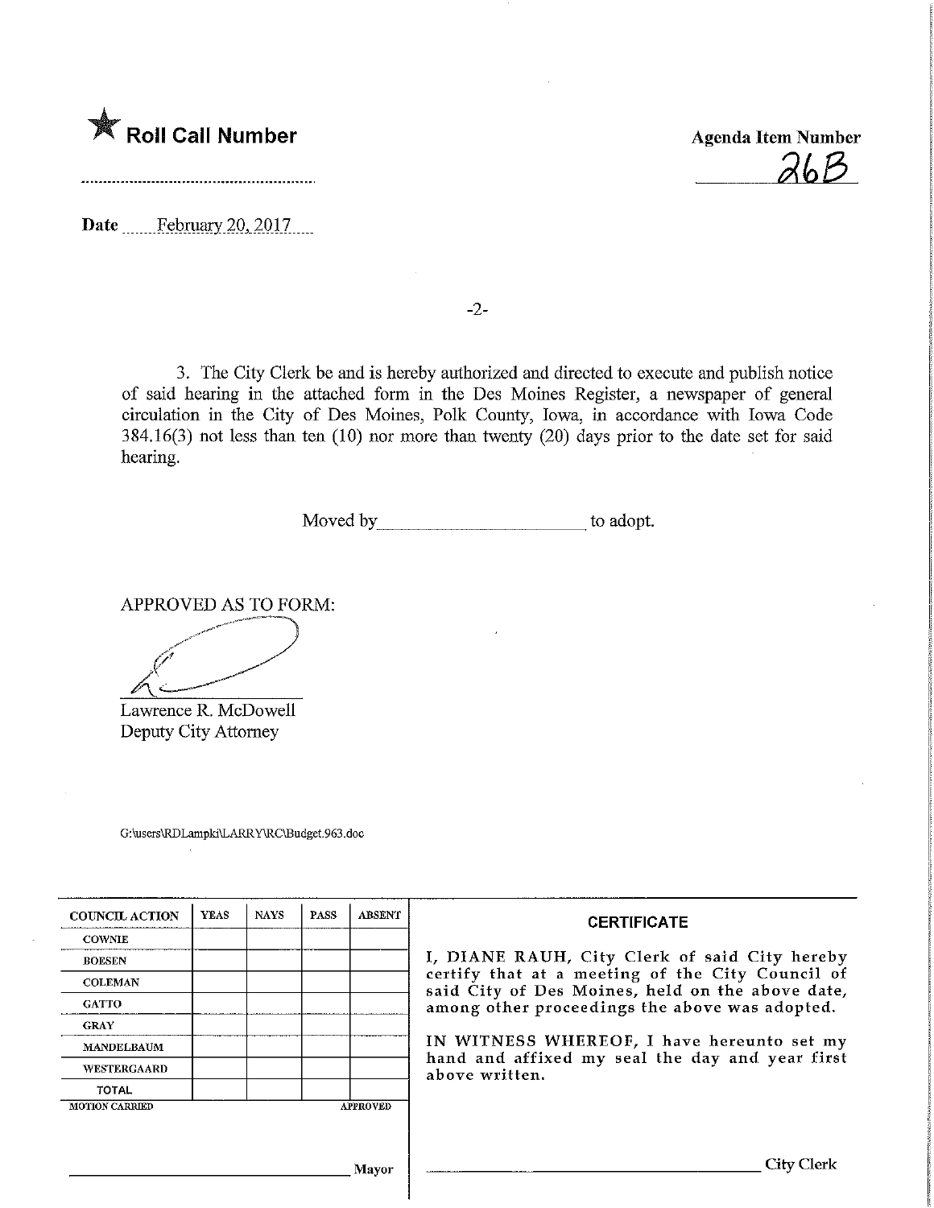★ Roll Call Number

Agenda Item Number 26B

Date February 20, 2017

3. The City Clerk be and is hereby authorized and directed to execute and publish notice of said hearing in the attached form in the Des Moines Register, a newspaper of general circulation in the City of Des Moines, Polk County, Iowa, in accordance with Iowa Code 384.16(3) not less than ten (10) nor more than twenty (20) days prior to the date set for said hearing.

Moved by\_\_\_\_\_\_\_\_\_\_\_\_\_\_\_\_\_\_\_\_\_\_\_\_ to adopt.

APPROVED AS TO FORM:

Lawrence R. McDowell
Deputy City Attorney

G:\users\RDLampki\LARRY\RC\Budget.963.doc

| COUNCIL ACTION | YEAS | NAYS | PASS | ABSENT |
|---|---|---|---|---|
| COWNIE | | | | |
| BOESEN | | | | |
| COLEMAN | | | | |
| GATTO | | | | |
| GRAY | | | | |
| MANDELBAUM | | | | |
| WESTERGAARD | | | | |
| TOTAL | | | | |

MOTION CARRIED APPROVED

\_\_\_\_\_\_\_\_\_\_\_\_\_\_\_\_\_\_\_\_\_\_\_\_ Mayor

**CERTIFICATE**

I, DIANE RAUH, City Clerk of said City hereby certify that at a meeting of the City Council of said City of Des Moines, held on the above date, among other proceedings the above was adopted.

IN WITNESS WHEREOF, I have hereunto set my hand and affixed my seal the day and year first above written.

\_\_\_\_\_\_\_\_\_\_\_\_\_\_\_\_\_\_\_\_\_\_\_\_ City Clerk